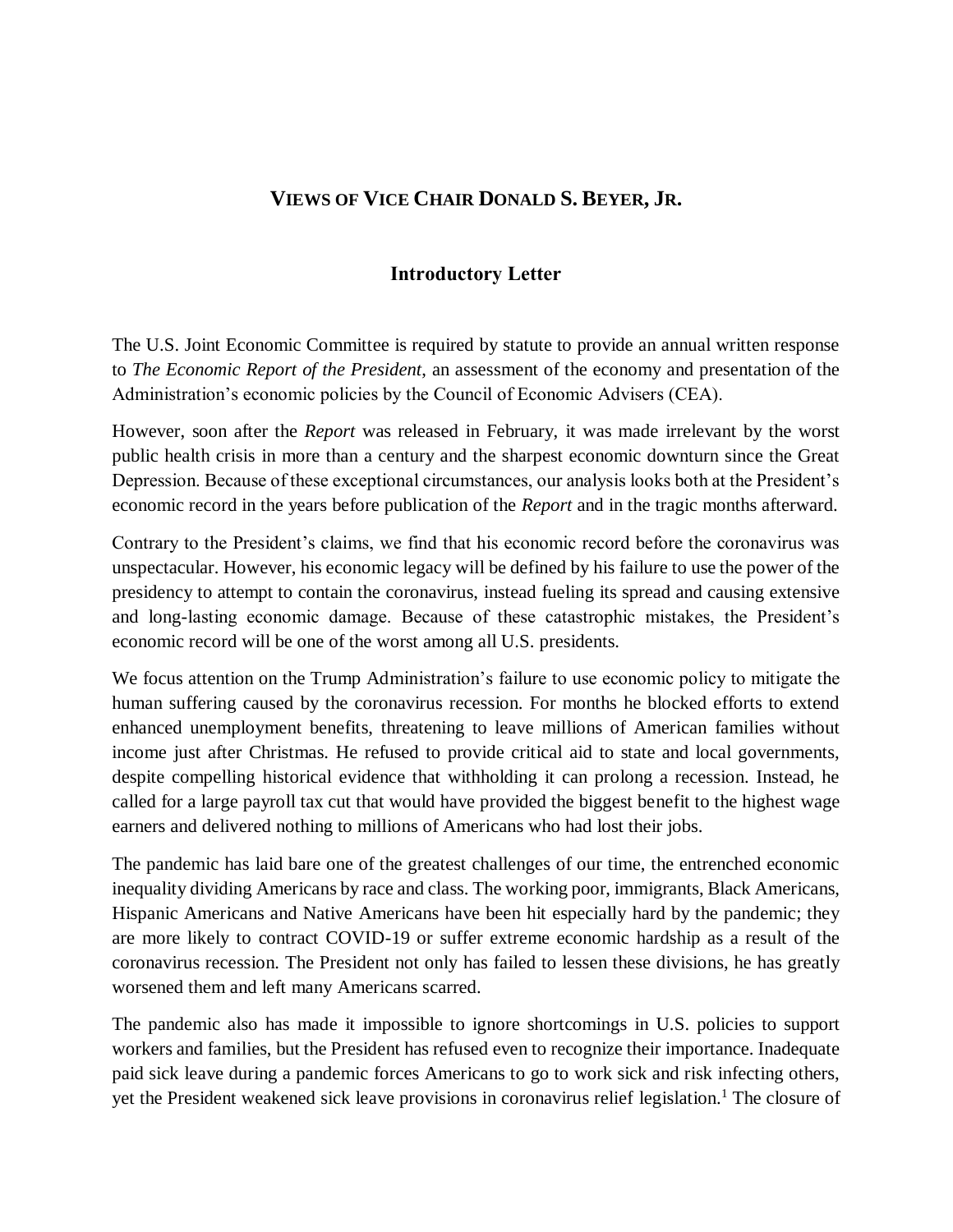## VIEWS OF VICE CHAIR DONALD S. BEYER, JR.

### Introductory Letter

The U.S. Joint Economic Committee is required by statute to provide an annual written response to *The Economic Report of the President*, an assessment of the economy and presentation of the Administration's economic policies by the Council of Economic Advisers (CEA).

However, soon after the *Report* was released in February, it was made irrelevant by the worst public health crisis in more than a century and the sharpest economic downturn since the Great Depression. Because of these exceptional circumstances, our analysis looks both at the President's economic record in the years before publication of the *Report* and in the tragic months afterward.

Contrary to the President's claims, we find that his economic record before the coronavirus was unspectacular. However, his economic legacy will be defined by his failure to use the power of the presidency to attempt to contain the coronavirus, instead fueling its spread and causing extensive and long-lasting economic damage. Because of these catastrophic mistakes, the President's economic record will be one of the worst among all U.S. presidents.

We focus attention on the Trump Administration's failure to use economic policy to mitigate the human suffering caused by the coronavirus recession. For months he blocked efforts to extend enhanced unemployment benefits, threatening to leave millions of American families without income just after Christmas. He refused to provide critical aid to state and local governments, despite compelling historical evidence that withholding it can prolong a recession. Instead, he called for a large payroll tax cut that would have provided the biggest benefit to the highest wage earners and delivered nothing to millions of Americans who had lost their jobs.

The pandemic has laid bare one of the greatest challenges of our time, the entrenched economic inequality dividing Americans by race and class. The working poor, immigrants, Black Americans, Hispanic Americans and Native Americans have been hit especially hard by the pandemic; they are more likely to contract COVID-19 or suffer extreme economic hardship as a result of the coronavirus recession. The President not only has failed to lessen these divisions, he has greatly worsened them and left many Americans scarred.

The pandemic also has made it impossible to ignore shortcomings in U.S. policies to support workers and families, but the President has refused even to recognize their importance. Inadequate paid sick leave during a pandemic forces Americans to go to work sick and risk infecting others, yet the President weakened sick leave provisions in coronavirus relief legislation.[1] The closure of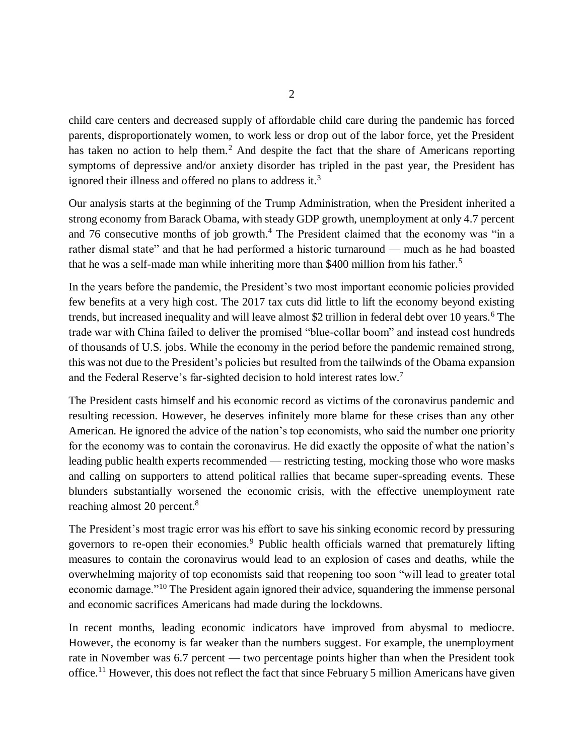child care centers and decreased supply of affordable child care during the pandemic has forced parents, disproportionately women, to work less or drop out of the labor force, yet the President has taken no action to help them.[2] And despite the fact that the share of Americans reporting symptoms of depressive and/or anxiety disorder has tripled in the past year, the President has ignored their illness and offered no plans to address it.[3]

Our analysis starts at the beginning of the Trump Administration, when the President inherited a strong economy from Barack Obama, with steady GDP growth, unemployment at only 4.7 percent and 76 consecutive months of job growth.[4] The President claimed that the economy was "in a rather dismal state" and that he had performed a historic turnaround — much as he had boasted that he was a self-made man while inheriting more than $400 million from his father.[5]

In the years before the pandemic, the President's two most important economic policies provided few benefits at a very high cost. The 2017 tax cuts did little to lift the economy beyond existing trends, but increased inequality and will leave almost $2 trillion in federal debt over 10 years.[6] The trade war with China failed to deliver the promised "blue-collar boom" and instead cost hundreds of thousands of U.S. jobs. While the economy in the period before the pandemic remained strong, this was not due to the President's policies but resulted from the tailwinds of the Obama expansion and the Federal Reserve's far-sighted decision to hold interest rates low.[7]

The President casts himself and his economic record as victims of the coronavirus pandemic and resulting recession. However, he deserves infinitely more blame for these crises than any other American. He ignored the advice of the nation's top economists, who said the number one priority for the economy was to contain the coronavirus. He did exactly the opposite of what the nation's leading public health experts recommended — restricting testing, mocking those who wore masks and calling on supporters to attend political rallies that became super-spreading events. These blunders substantially worsened the economic crisis, with the effective unemployment rate reaching almost 20 percent.[8]

The President's most tragic error was his effort to save his sinking economic record by pressuring governors to re-open their economies.[9] Public health officials warned that prematurely lifting measures to contain the coronavirus would lead to an explosion of cases and deaths, while the overwhelming majority of top economists said that reopening too soon "will lead to greater total economic damage."[10] The President again ignored their advice, squandering the immense personal and economic sacrifices Americans had made during the lockdowns.

In recent months, leading economic indicators have improved from abysmal to mediocre. However, the economy is far weaker than the numbers suggest. For example, the unemployment rate in November was 6.7 percent — two percentage points higher than when the President took office.[11] However, this does not reflect the fact that since February 5 million Americans have given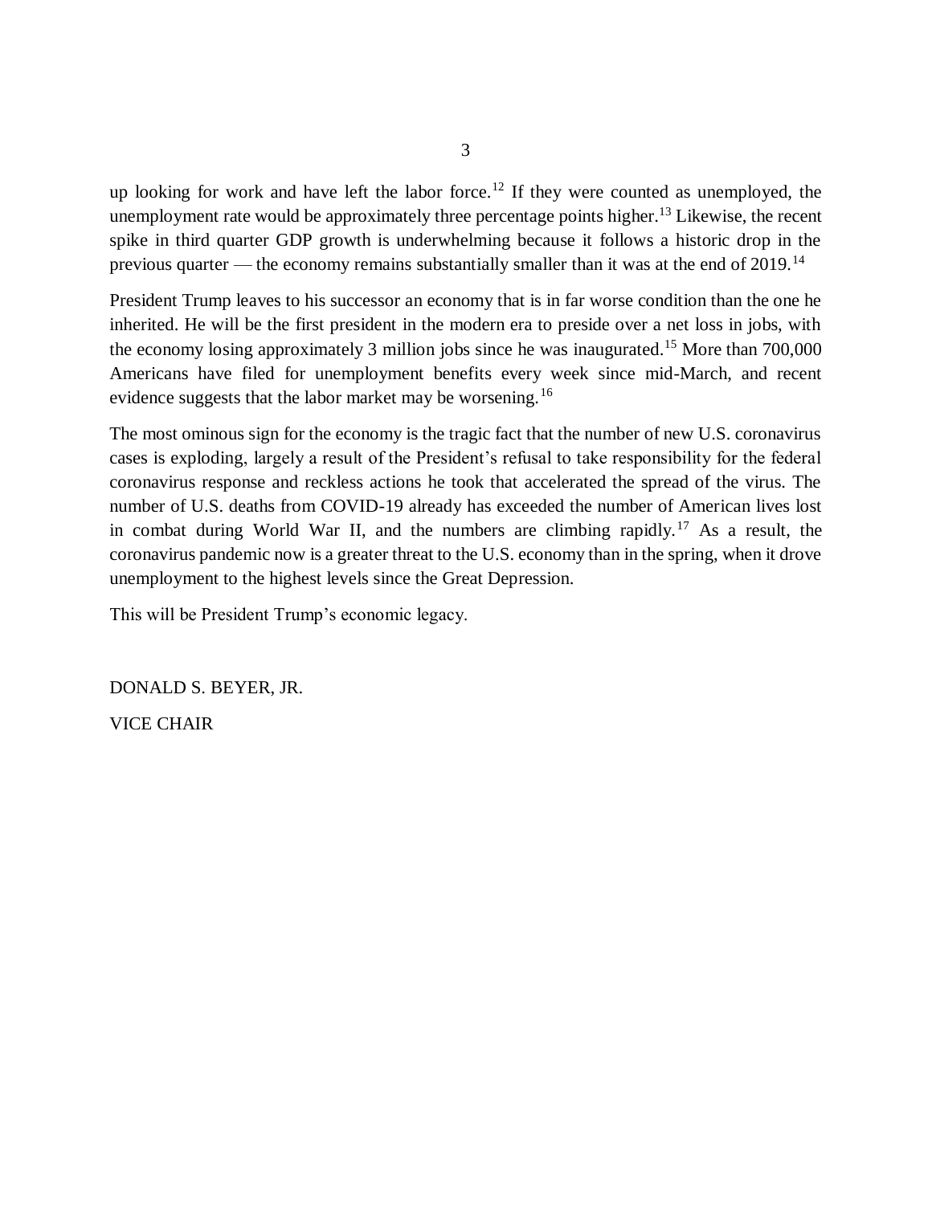up looking for work and have left the labor force.[12] If they were counted as unemployed, the unemployment rate would be approximately three percentage points higher.[13] Likewise, the recent spike in third quarter GDP growth is underwhelming because it follows a historic drop in the previous quarter — the economy remains substantially smaller than it was at the end of 2019.[14]

President Trump leaves to his successor an economy that is in far worse condition than the one he inherited. He will be the first president in the modern era to preside over a net loss in jobs, with the economy losing approximately 3 million jobs since he was inaugurated.[15] More than 700,000 Americans have filed for unemployment benefits every week since mid-March, and recent evidence suggests that the labor market may be worsening.[16]

The most ominous sign for the economy is the tragic fact that the number of new U.S. coronavirus cases is exploding, largely a result of the President's refusal to take responsibility for the federal coronavirus response and reckless actions he took that accelerated the spread of the virus. The number of U.S. deaths from COVID-19 already has exceeded the number of American lives lost in combat during World War II, and the numbers are climbing rapidly.[17] As a result, the coronavirus pandemic now is a greater threat to the U.S. economy than in the spring, when it drove unemployment to the highest levels since the Great Depression.

This will be President Trump's economic legacy.

DONALD S. BEYER, JR.

VICE CHAIR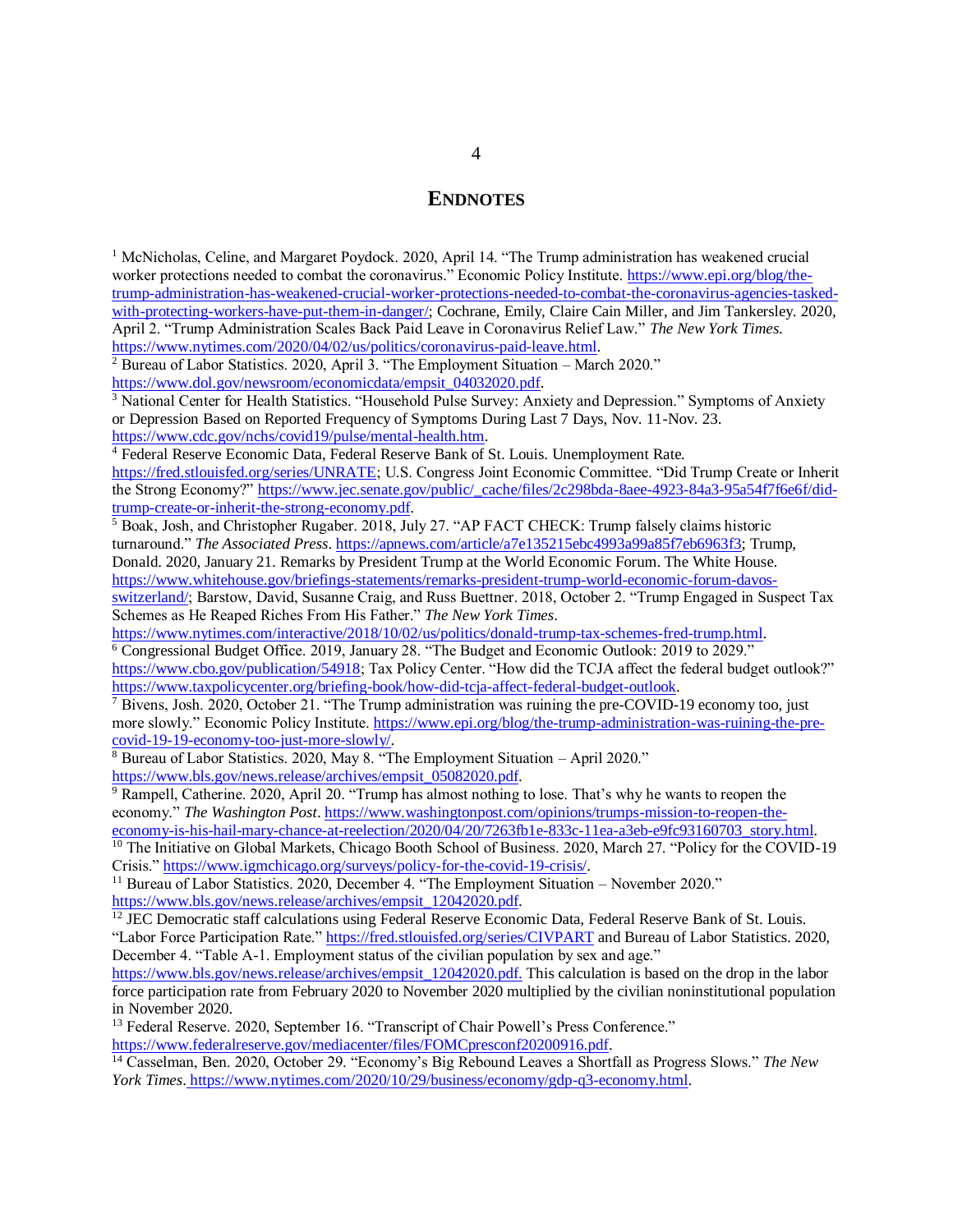# ENDNOTES

[1] McNicholas, Celine, and Margaret Poydock. 2020, April 14. "The Trump administration has weakened crucial worker protections needed to combat the coronavirus." Economic Policy Institute. https://www.epi.org/blog/the-trump-administration-has-weakened-crucial-worker-protections-needed-to-combat-the-coronavirus-agencies-tasked-with-protecting-workers-have-put-them-in-danger/; Cochrane, Emily, Claire Cain Miller, and Jim Tankersley. 2020, April 2. "Trump Administration Scales Back Paid Leave in Coronavirus Relief Law." *The New York Times*. https://www.nytimes.com/2020/04/02/us/politics/coronavirus-paid-leave.html.

[2] Bureau of Labor Statistics. 2020, April 3. "The Employment Situation – March 2020." https://www.dol.gov/newsroom/economicdata/empsit_04032020.pdf.

[3] National Center for Health Statistics. "Household Pulse Survey: Anxiety and Depression." Symptoms of Anxiety or Depression Based on Reported Frequency of Symptoms During Last 7 Days, Nov. 11-Nov. 23. https://www.cdc.gov/nchs/covid19/pulse/mental-health.htm.

[4] Federal Reserve Economic Data, Federal Reserve Bank of St. Louis. Unemployment Rate. https://fred.stlouisfed.org/series/UNRATE; U.S. Congress Joint Economic Committee. "Did Trump Create or Inherit the Strong Economy?" https://www.jec.senate.gov/public/_cache/files/2c298bda-8aee-4923-84a3-95a54f7f6e6f/did-trump-create-or-inherit-the-strong-economy.pdf.

[5] Boak, Josh, and Christopher Rugaber. 2018, July 27. "AP FACT CHECK: Trump falsely claims historic turnaround." *The Associated Press*. https://apnews.com/article/a7e135215ebc4993a99a85f7eb6963f3; Trump, Donald. 2020, January 21. Remarks by President Trump at the World Economic Forum. The White House. https://www.whitehouse.gov/briefings-statements/remarks-president-trump-world-economic-forum-davos-switzerland/; Barstow, David, Susanne Craig, and Russ Buettner. 2018, October 2. "Trump Engaged in Suspect Tax Schemes as He Reaped Riches From His Father." *The New York Times*. https://www.nytimes.com/interactive/2018/10/02/us/politics/donald-trump-tax-schemes-fred-trump.html.

[6] Congressional Budget Office. 2019, January 28. "The Budget and Economic Outlook: 2019 to 2029." https://www.cbo.gov/publication/54918; Tax Policy Center. "How did the TCJA affect the federal budget outlook?" https://www.taxpolicycenter.org/briefing-book/how-did-tcja-affect-federal-budget-outlook.

[7] Bivens, Josh. 2020, October 21. "The Trump administration was ruining the pre-COVID-19 economy too, just more slowly." Economic Policy Institute. https://www.epi.org/blog/the-trump-administration-was-ruining-the-pre-covid-19-19-economy-too-just-more-slowly/.

[8] Bureau of Labor Statistics. 2020, May 8. "The Employment Situation – April 2020." https://www.bls.gov/news.release/archives/empsit_05082020.pdf.

[9] Rampell, Catherine. 2020, April 20. "Trump has almost nothing to lose. That's why he wants to reopen the economy." *The Washington Post*. https://www.washingtonpost.com/opinions/trumps-mission-to-reopen-the-economy-is-his-hail-mary-chance-at-reelection/2020/04/20/7263fb1e-833c-11ea-a3eb-e9fc93160703_story.html.

[10] The Initiative on Global Markets, Chicago Booth School of Business. 2020, March 27. "Policy for the COVID-19 Crisis." https://www.igmchicago.org/surveys/policy-for-the-covid-19-crisis/.

[11] Bureau of Labor Statistics. 2020, December 4. "The Employment Situation – November 2020." https://www.bls.gov/news.release/archives/empsit_12042020.pdf.

[12] JEC Democratic staff calculations using Federal Reserve Economic Data, Federal Reserve Bank of St. Louis. "Labor Force Participation Rate." https://fred.stlouisfed.org/series/CIVPART and Bureau of Labor Statistics. 2020, December 4. "Table A-1. Employment status of the civilian population by sex and age." https://www.bls.gov/news.release/archives/empsit_12042020.pdf. This calculation is based on the drop in the labor force participation rate from February 2020 to November 2020 multiplied by the civilian noninstitutional population in November 2020.

[13] Federal Reserve. 2020, September 16. "Transcript of Chair Powell's Press Conference." https://www.federalreserve.gov/mediacenter/files/FOMCpresconf20200916.pdf.

[14] Casselman, Ben. 2020, October 29. "Economy's Big Rebound Leaves a Shortfall as Progress Slows." *The New York Times*. https://www.nytimes.com/2020/10/29/business/economy/gdp-q3-economy.html.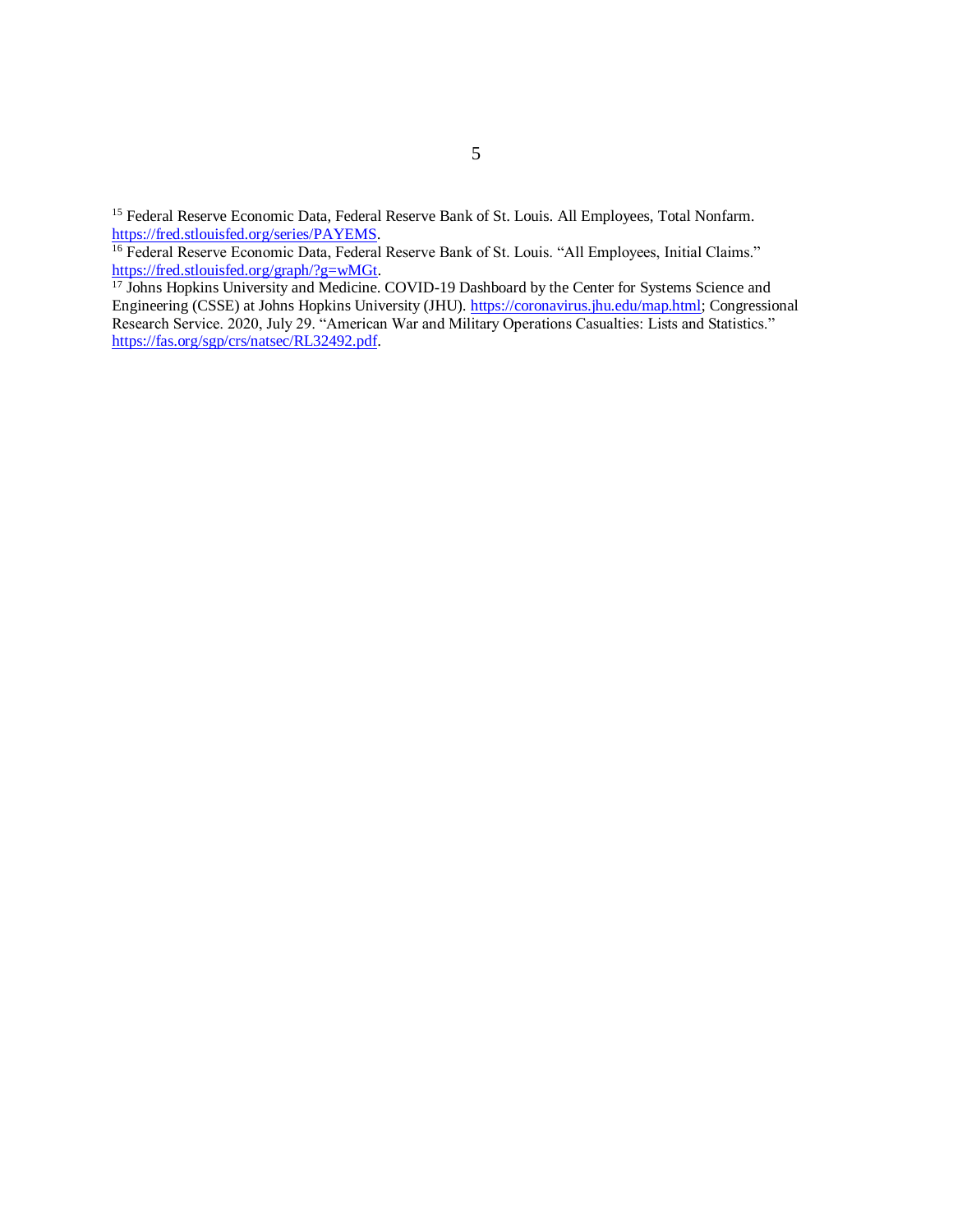[15] Federal Reserve Economic Data, Federal Reserve Bank of St. Louis. All Employees, Total Nonfarm. https://fred.stlouisfed.org/series/PAYEMS.

[16] Federal Reserve Economic Data, Federal Reserve Bank of St. Louis. "All Employees, Initial Claims." https://fred.stlouisfed.org/graph/?g=wMGt.

[17] Johns Hopkins University and Medicine. COVID-19 Dashboard by the Center for Systems Science and Engineering (CSSE) at Johns Hopkins University (JHU). https://coronavirus.jhu.edu/map.html; Congressional Research Service. 2020, July 29. "American War and Military Operations Casualties: Lists and Statistics." https://fas.org/sgp/crs/natsec/RL32492.pdf.